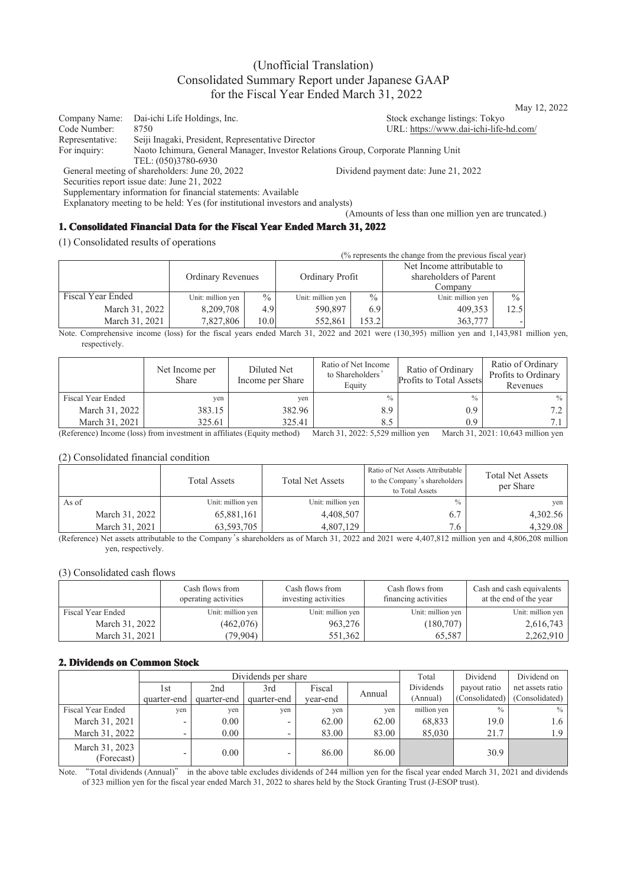# (Unofficial Translation)
# Consolidated Summary Report under Japanese GAAP
# for the Fiscal Year Ended March 31, 2022

May 12, 2022

Company Name: Dai-ichi Life Holdings, Inc.  
Stock exchange listings: Tokyo  
Code Number: 8750  
URL: https://www.dai-ichi-life-hd.com/  
Representative: Seiji Inagaki, President, Representative Director  
For inquiry: Naoto Ichimura, General Manager, Investor Relations Group, Corporate Planning Unit  
TEL: (050)3780-6930  
General meeting of shareholders: June 20, 2022  
Dividend payment date: June 21, 2022  
Securities report issue date: June 21, 2022  
Supplementary information for financial statements: Available  
Explanatory meeting to be held: Yes (for institutional investors and analysts)

(Amounts of less than one million yen are truncated.)

## 1. Consolidated Financial Data for the Fiscal Year Ended March 31, 2022

(1) Consolidated results of operations

(% represents the change from the previous fiscal year)

| | Ordinary Revenues | | Ordinary Profit | | Net Income attributable to shareholders of Parent Company | |
|---|---|---|---|---|---|---|
| Fiscal Year Ended | Unit: million yen | % | Unit: million yen | % | Unit: million yen | % |
| March 31, 2022 | 8,209,708 | 4.9 | 590,897 | 6.9 | 409,353 | 12.5 |
| March 31, 2021 | 7,827,806 | 10.0 | 552,861 | 153.2 | 363,777 | - |

Note. Comprehensive income (loss) for the fiscal years ended March 31, 2022 and 2021 were (130,395) million yen and 1,143,981 million yen, respectively.

| | Net Income per Share | Diluted Net Income per Share | Ratio of Net Income to Shareholders' Equity | Ratio of Ordinary Profits to Total Assets | Ratio of Ordinary Profits to Ordinary Revenues |
|---|---|---|---|---|---|
| Fiscal Year Ended | yen | yen | % | % | % |
| March 31, 2022 | 383.15 | 382.96 | 8.9 | 0.9 | 7.2 |
| March 31, 2021 | 325.61 | 325.41 | 8.5 | 0.9 | 7.1 |

(Reference) Income (loss) from investment in affiliates (Equity method) March 31, 2022: 5,529 million yen March 31, 2021: 10,643 million yen

(2) Consolidated financial condition

| | Total Assets | Total Net Assets | Ratio of Net Assets Attributable to the Company's shareholders to Total Assets | Total Net Assets per Share |
|---|---|---|---|---|
| As of | Unit: million yen | Unit: million yen | % | yen |
| March 31, 2022 | 65,881,161 | 4,408,507 | 6.7 | 4,302.56 |
| March 31, 2021 | 63,593,705 | 4,807,129 | 7.6 | 4,329.08 |

(Reference) Net assets attributable to the Company's shareholders as of March 31, 2022 and 2021 were 4,407,812 million yen and 4,806,208 million yen, respectively.

(3) Consolidated cash flows

| | Cash flows from operating activities | Cash flows from investing activities | Cash flows from financing activities | Cash and cash equivalents at the end of the year |
|---|---|---|---|---|
| Fiscal Year Ended | Unit: million yen | Unit: million yen | Unit: million yen | Unit: million yen |
| March 31, 2022 | (462,076) | 963,276 | (180,707) | 2,616,743 |
| March 31, 2021 | (79,904) | 551,362 | 65,587 | 2,262,910 |

## 2. Dividends on Common Stock

| | Dividends per share | | | | | Total Dividends (Annual) | Dividend payout ratio (Consolidated) | Dividend on net assets ratio (Consolidated) |
|---|---|---|---|---|---|---|---|---|
| | 1st quarter-end | 2nd quarter-end | 3rd quarter-end | Fiscal year-end | Annual | | | |
| Fiscal Year Ended | yen | yen | yen | yen | yen | million yen | % | % |
| March 31, 2021 | - | 0.00 | - | 62.00 | 62.00 | 68,833 | 19.0 | 1.6 |
| March 31, 2022 | - | 0.00 | - | 83.00 | 83.00 | 85,030 | 21.7 | 1.9 |
| March 31, 2023 (Forecast) | - | 0.00 | - | 86.00 | 86.00 | | 30.9 | |

Note. "Total dividends (Annual)" in the above table excludes dividends of 244 million yen for the fiscal year ended March 31, 2021 and dividends of 323 million yen for the fiscal year ended March 31, 2022 to shares held by the Stock Granting Trust (J-ESOP trust).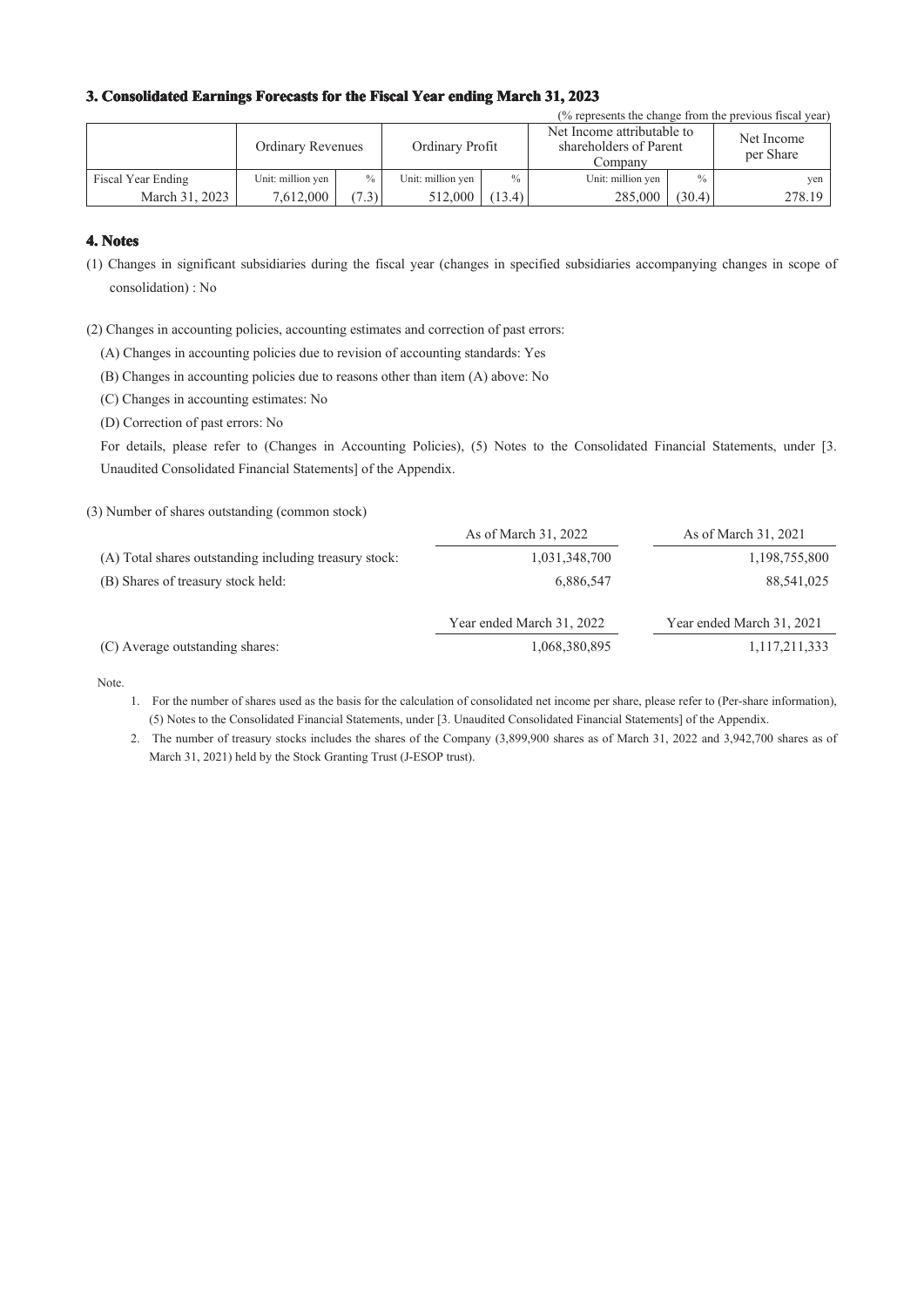### 3. Consolidated Earnings Forecasts for the Fiscal Year ending March 31, 2023

(% represents the change from the previous fiscal year)

| | Ordinary Revenues | | Ordinary Profit | | Net Income attributable to shareholders of Parent Company | | Net Income per Share |
|---|---|---|---|---|---|---|---|
| Fiscal Year Ending | Unit: million yen | % | Unit: million yen | % | Unit: million yen | % | yen |
| March 31, 2023 | 7,612,000 | (7.3) | 512,000 | (13.4) | 285,000 | (30.4) | 278.19 |

### 4. Notes

(1) Changes in significant subsidiaries during the fiscal year (changes in specified subsidiaries accompanying changes in scope of consolidation) : No

(2) Changes in accounting policies, accounting estimates and correction of past errors:

(A) Changes in accounting policies due to revision of accounting standards: Yes

(B) Changes in accounting policies due to reasons other than item (A) above: No

(C) Changes in accounting estimates: No

(D) Correction of past errors: No

For details, please refer to (Changes in Accounting Policies), (5) Notes to the Consolidated Financial Statements, under [3. Unaudited Consolidated Financial Statements] of the Appendix.

(3) Number of shares outstanding (common stock)

| | As of March 31, 2022 | As of March 31, 2021 |
|---|---|---|
| (A) Total shares outstanding including treasury stock: | 1,031,348,700 | 1,198,755,800 |
| (B) Shares of treasury stock held: | 6,886,547 | 88,541,025 |

| | Year ended March 31, 2022 | Year ended March 31, 2021 |
|---|---|---|
| (C) Average outstanding shares: | 1,068,380,895 | 1,117,211,333 |

Note.

1. For the number of shares used as the basis for the calculation of consolidated net income per share, please refer to (Per-share information), (5) Notes to the Consolidated Financial Statements, under [3. Unaudited Consolidated Financial Statements] of the Appendix.
2. The number of treasury stocks includes the shares of the Company (3,899,900 shares as of March 31, 2022 and 3,942,700 shares as of March 31, 2021) held by the Stock Granting Trust (J-ESOP trust).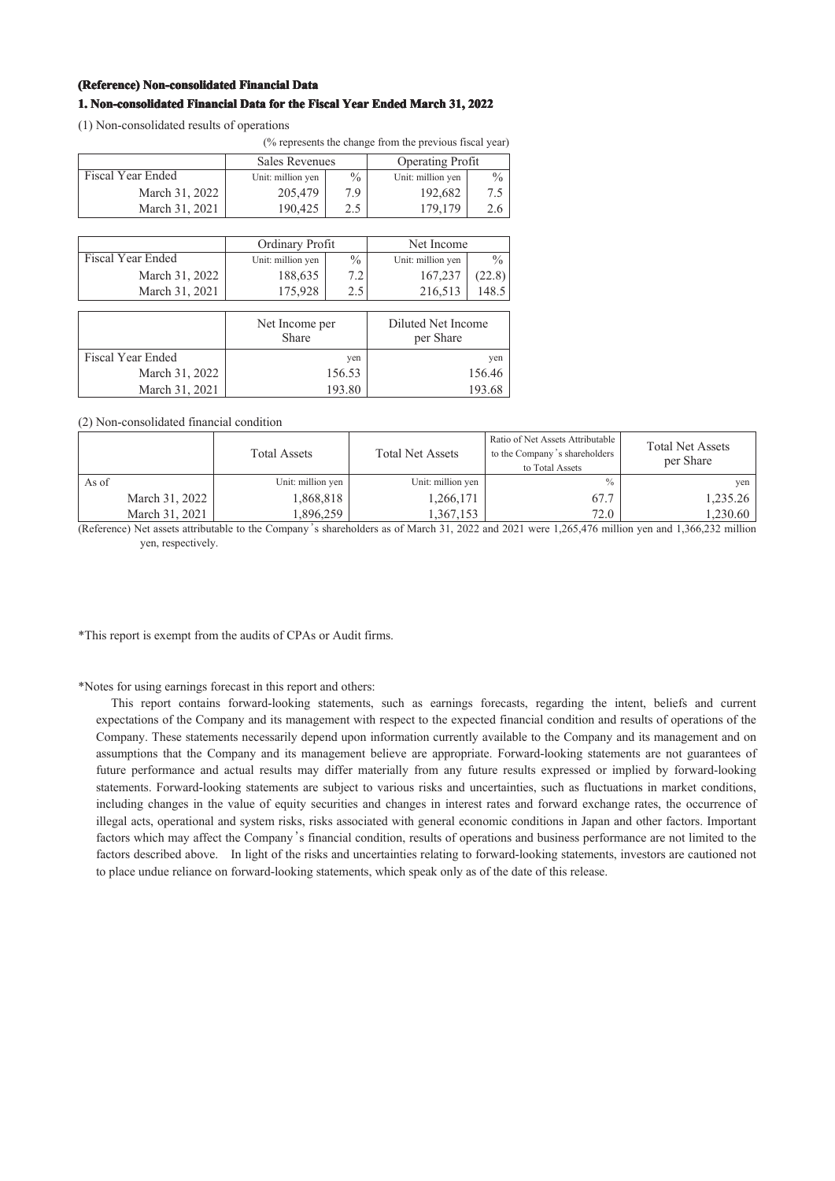### (Reference) Non-consolidated Financial Data

### 1. Non-consolidated Financial Data for the Fiscal Year Ended March 31, 2022

(1) Non-consolidated results of operations

(% represents the change from the previous fiscal year)

| | Sales Revenues | | Operating Profit | |
|---|---|---|---|---|
| Fiscal Year Ended | Unit: million yen | % | Unit: million yen | % |
| March 31, 2022 | 205,479 | 7.9 | 192,682 | 7.5 |
| March 31, 2021 | 190,425 | 2.5 | 179,179 | 2.6 |

| | Ordinary Profit | | Net Income | |
|---|---|---|---|---|
| Fiscal Year Ended | Unit: million yen | % | Unit: million yen | % |
| March 31, 2022 | 188,635 | 7.2 | 167,237 | (22.8) |
| March 31, 2021 | 175,928 | 2.5 | 216,513 | 148.5 |

| | Net Income per Share | Diluted Net Income per Share |
|---|---|---|
| Fiscal Year Ended | yen | yen |
| March 31, 2022 | 156.53 | 156.46 |
| March 31, 2021 | 193.80 | 193.68 |

(2) Non-consolidated financial condition

| | Total Assets | Total Net Assets | Ratio of Net Assets Attributable to the Company's shareholders to Total Assets | Total Net Assets per Share |
|---|---|---|---|---|
| As of | Unit: million yen | Unit: million yen | % | yen |
| March 31, 2022 | 1,868,818 | 1,266,171 | 67.7 | 1,235.26 |
| March 31, 2021 | 1,896,259 | 1,367,153 | 72.0 | 1,230.60 |

(Reference) Net assets attributable to the Company's shareholders as of March 31, 2022 and 2021 were 1,265,476 million yen and 1,366,232 million yen, respectively.

*This report is exempt from the audits of CPAs or Audit firms.

*Notes for using earnings forecast in this report and others:

This report contains forward-looking statements, such as earnings forecasts, regarding the intent, beliefs and current expectations of the Company and its management with respect to the expected financial condition and results of operations of the Company. These statements necessarily depend upon information currently available to the Company and its management and on assumptions that the Company and its management believe are appropriate. Forward-looking statements are not guarantees of future performance and actual results may differ materially from any future results expressed or implied by forward-looking statements. Forward-looking statements are subject to various risks and uncertainties, such as fluctuations in market conditions, including changes in the value of equity securities and changes in interest rates and forward exchange rates, the occurrence of illegal acts, operational and system risks, risks associated with general economic conditions in Japan and other factors. Important factors which may affect the Company's financial condition, results of operations and business performance are not limited to the factors described above. In light of the risks and uncertainties relating to forward-looking statements, investors are cautioned not to place undue reliance on forward-looking statements, which speak only as of the date of this release.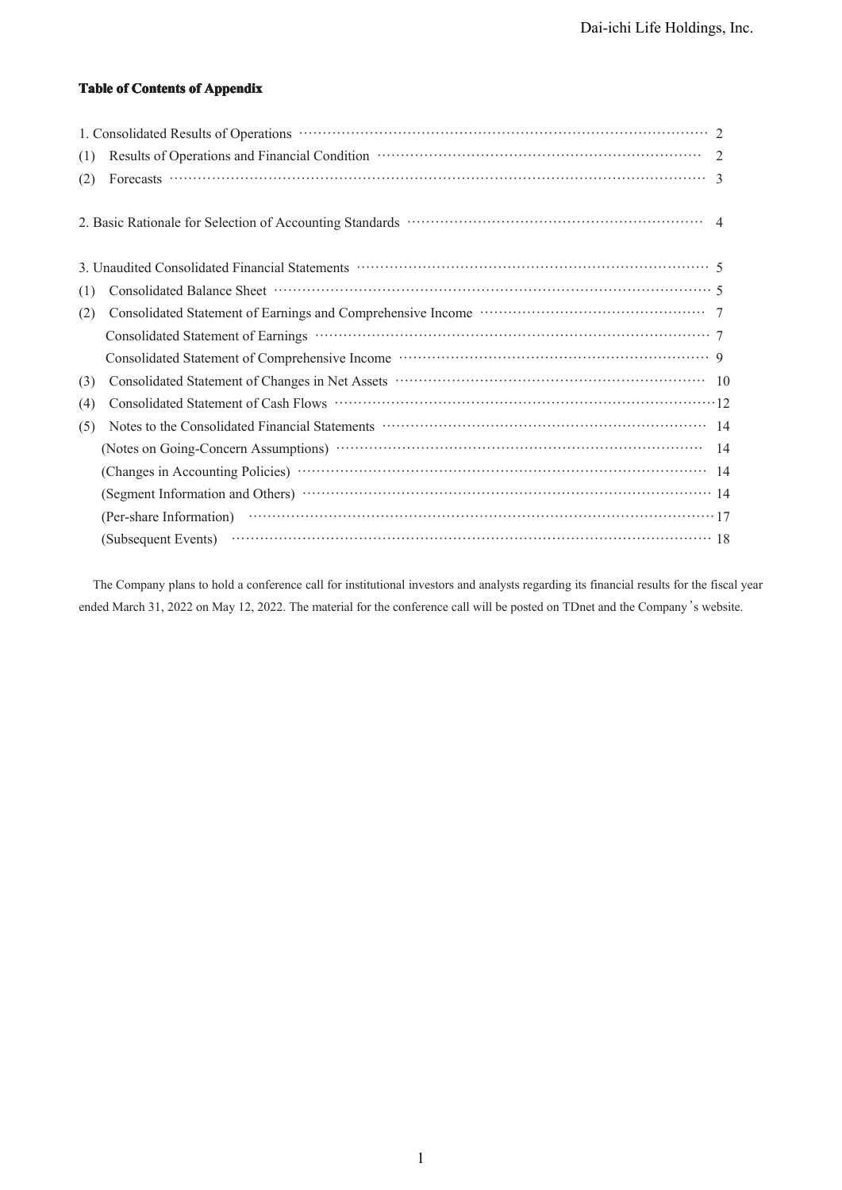**Table of Contents of Appendix**

| | |
|---|---|
| 1. Consolidated Results of Operations | 2 |
| (1) Results of Operations and Financial Condition | 2 |
| (2) Forecasts | 3 |
| | |
| 2. Basic Rationale for Selection of Accounting Standards | 4 |
| | |
| 3. Unaudited Consolidated Financial Statements | 5 |
| (1) Consolidated Balance Sheet | 5 |
| (2) Consolidated Statement of Earnings and Comprehensive Income | 7 |
| Consolidated Statement of Earnings | 7 |
| Consolidated Statement of Comprehensive Income | 9 |
| (3) Consolidated Statement of Changes in Net Assets | 10 |
| (4) Consolidated Statement of Cash Flows | 12 |
| (5) Notes to the Consolidated Financial Statements | 14 |
| (Notes on Going-Concern Assumptions) | 14 |
| (Changes in Accounting Policies) | 14 |
| (Segment Information and Others) | 14 |
| (Per-share Information) | 17 |
| (Subsequent Events) | 18 |

The Company plans to hold a conference call for institutional investors and analysts regarding its financial results for the fiscal year ended March 31, 2022 on May 12, 2022. The material for the conference call will be posted on TDnet and the Company's website.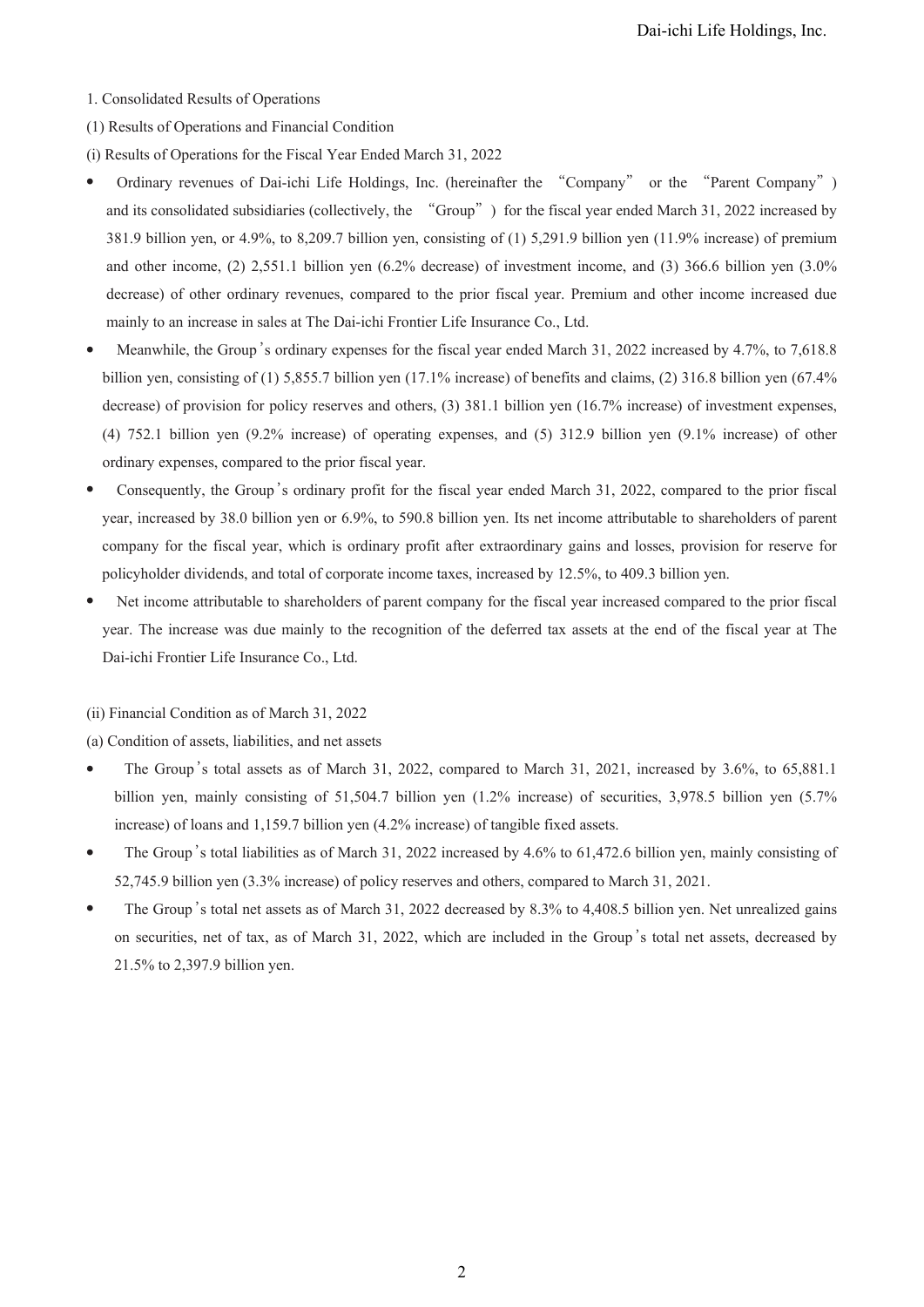1. Consolidated Results of Operations

(1) Results of Operations and Financial Condition

(i) Results of Operations for the Fiscal Year Ended March 31, 2022

- Ordinary revenues of Dai-ichi Life Holdings, Inc. (hereinafter the "Company" or the "Parent Company") and its consolidated subsidiaries (collectively, the "Group") for the fiscal year ended March 31, 2022 increased by 381.9 billion yen, or 4.9%, to 8,209.7 billion yen, consisting of (1) 5,291.9 billion yen (11.9% increase) of premium and other income, (2) 2,551.1 billion yen (6.2% decrease) of investment income, and (3) 366.6 billion yen (3.0% decrease) of other ordinary revenues, compared to the prior fiscal year. Premium and other income increased due mainly to an increase in sales at The Dai-ichi Frontier Life Insurance Co., Ltd.
- Meanwhile, the Group's ordinary expenses for the fiscal year ended March 31, 2022 increased by 4.7%, to 7,618.8 billion yen, consisting of (1) 5,855.7 billion yen (17.1% increase) of benefits and claims, (2) 316.8 billion yen (67.4% decrease) of provision for policy reserves and others, (3) 381.1 billion yen (16.7% increase) of investment expenses, (4) 752.1 billion yen (9.2% increase) of operating expenses, and (5) 312.9 billion yen (9.1% increase) of other ordinary expenses, compared to the prior fiscal year.
- Consequently, the Group's ordinary profit for the fiscal year ended March 31, 2022, compared to the prior fiscal year, increased by 38.0 billion yen or 6.9%, to 590.8 billion yen. Its net income attributable to shareholders of parent company for the fiscal year, which is ordinary profit after extraordinary gains and losses, provision for reserve for policyholder dividends, and total of corporate income taxes, increased by 12.5%, to 409.3 billion yen.
- Net income attributable to shareholders of parent company for the fiscal year increased compared to the prior fiscal year. The increase was due mainly to the recognition of the deferred tax assets at the end of the fiscal year at The Dai-ichi Frontier Life Insurance Co., Ltd.

(ii) Financial Condition as of March 31, 2022

(a) Condition of assets, liabilities, and net assets

- The Group's total assets as of March 31, 2022, compared to March 31, 2021, increased by 3.6%, to 65,881.1 billion yen, mainly consisting of 51,504.7 billion yen (1.2% increase) of securities, 3,978.5 billion yen (5.7% increase) of loans and 1,159.7 billion yen (4.2% increase) of tangible fixed assets.
- The Group's total liabilities as of March 31, 2022 increased by 4.6% to 61,472.6 billion yen, mainly consisting of 52,745.9 billion yen (3.3% increase) of policy reserves and others, compared to March 31, 2021.
- The Group's total net assets as of March 31, 2022 decreased by 8.3% to 4,408.5 billion yen. Net unrealized gains on securities, net of tax, as of March 31, 2022, which are included in the Group's total net assets, decreased by 21.5% to 2,397.9 billion yen.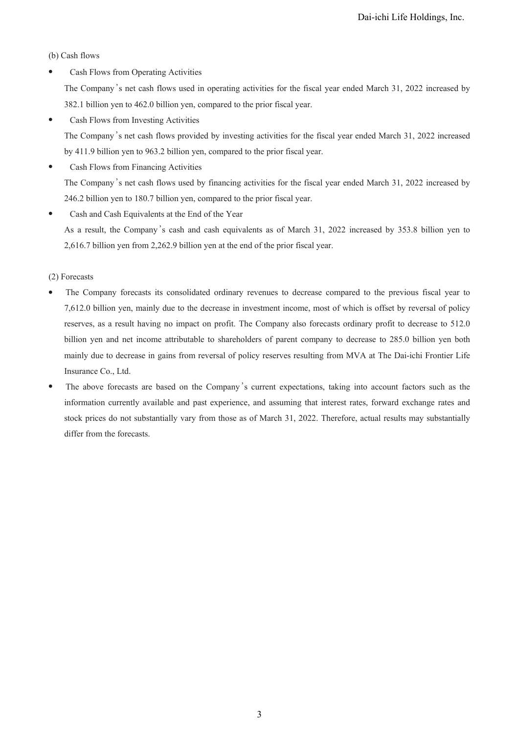(b) Cash flows

- Cash Flows from Operating Activities

  The Company's net cash flows used in operating activities for the fiscal year ended March 31, 2022 increased by 382.1 billion yen to 462.0 billion yen, compared to the prior fiscal year.

- Cash Flows from Investing Activities

  The Company's net cash flows provided by investing activities for the fiscal year ended March 31, 2022 increased by 411.9 billion yen to 963.2 billion yen, compared to the prior fiscal year.

- Cash Flows from Financing Activities

  The Company's net cash flows used by financing activities for the fiscal year ended March 31, 2022 increased by 246.2 billion yen to 180.7 billion yen, compared to the prior fiscal year.

- Cash and Cash Equivalents at the End of the Year

  As a result, the Company's cash and cash equivalents as of March 31, 2022 increased by 353.8 billion yen to 2,616.7 billion yen from 2,262.9 billion yen at the end of the prior fiscal year.

(2) Forecasts

- The Company forecasts its consolidated ordinary revenues to decrease compared to the previous fiscal year to 7,612.0 billion yen, mainly due to the decrease in investment income, most of which is offset by reversal of policy reserves, as a result having no impact on profit. The Company also forecasts ordinary profit to decrease to 512.0 billion yen and net income attributable to shareholders of parent company to decrease to 285.0 billion yen both mainly due to decrease in gains from reversal of policy reserves resulting from MVA at The Dai-ichi Frontier Life Insurance Co., Ltd.
- The above forecasts are based on the Company's current expectations, taking into account factors such as the information currently available and past experience, and assuming that interest rates, forward exchange rates and stock prices do not substantially vary from those as of March 31, 2022. Therefore, actual results may substantially differ from the forecasts.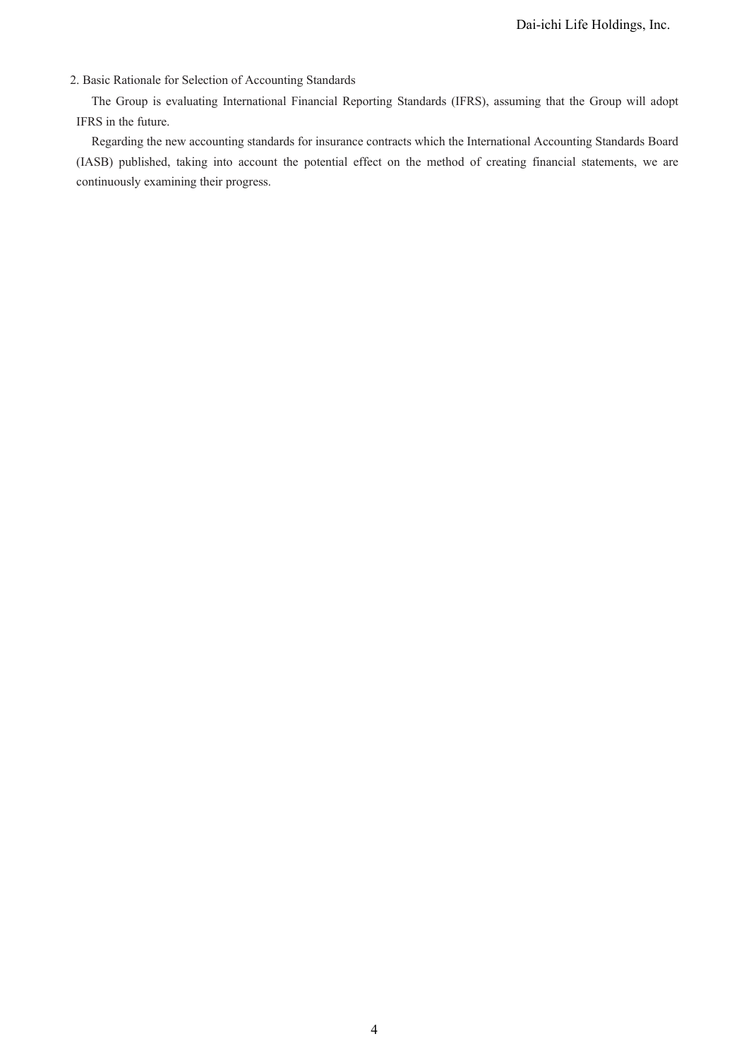## 2. Basic Rationale for Selection of Accounting Standards

The Group is evaluating International Financial Reporting Standards (IFRS), assuming that the Group will adopt IFRS in the future.

Regarding the new accounting standards for insurance contracts which the International Accounting Standards Board (IASB) published, taking into account the potential effect on the method of creating financial statements, we are continuously examining their progress.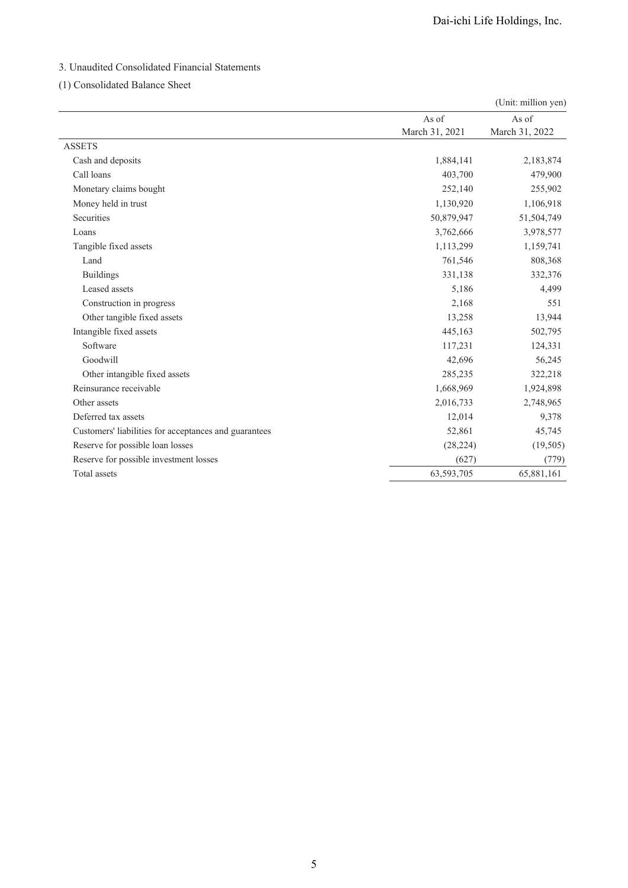## 3. Unaudited Consolidated Financial Statements

### (1) Consolidated Balance Sheet

(Unit: million yen)

| | As of March 31, 2021 | As of March 31, 2022 |
|---|---|---|
| ASSETS | | |
| Cash and deposits | 1,884,141 | 2,183,874 |
| Call loans | 403,700 | 479,900 |
| Monetary claims bought | 252,140 | 255,902 |
| Money held in trust | 1,130,920 | 1,106,918 |
| Securities | 50,879,947 | 51,504,749 |
| Loans | 3,762,666 | 3,978,577 |
| Tangible fixed assets | 1,113,299 | 1,159,741 |
| Land | 761,546 | 808,368 |
| Buildings | 331,138 | 332,376 |
| Leased assets | 5,186 | 4,499 |
| Construction in progress | 2,168 | 551 |
| Other tangible fixed assets | 13,258 | 13,944 |
| Intangible fixed assets | 445,163 | 502,795 |
| Software | 117,231 | 124,331 |
| Goodwill | 42,696 | 56,245 |
| Other intangible fixed assets | 285,235 | 322,218 |
| Reinsurance receivable | 1,668,969 | 1,924,898 |
| Other assets | 2,016,733 | 2,748,965 |
| Deferred tax assets | 12,014 | 9,378 |
| Customers' liabilities for acceptances and guarantees | 52,861 | 45,745 |
| Reserve for possible loan losses | (28,224) | (19,505) |
| Reserve for possible investment losses | (627) | (779) |
| Total assets | 63,593,705 | 65,881,161 |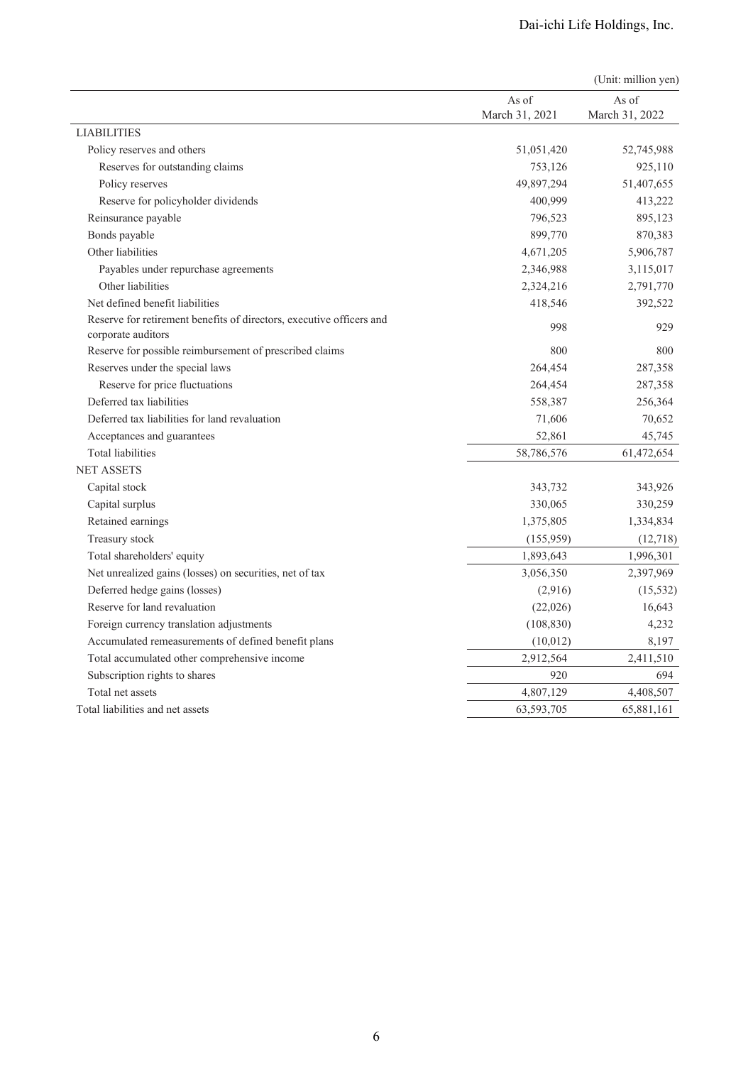(Unit: million yen)

| | As of March 31, 2021 | As of March 31, 2022 |
|---|---|---|
| LIABILITIES | | |
| Policy reserves and others | 51,051,420 | 52,745,988 |
| Reserves for outstanding claims | 753,126 | 925,110 |
| Policy reserves | 49,897,294 | 51,407,655 |
| Reserve for policyholder dividends | 400,999 | 413,222 |
| Reinsurance payable | 796,523 | 895,123 |
| Bonds payable | 899,770 | 870,383 |
| Other liabilities | 4,671,205 | 5,906,787 |
| Payables under repurchase agreements | 2,346,988 | 3,115,017 |
| Other liabilities | 2,324,216 | 2,791,770 |
| Net defined benefit liabilities | 418,546 | 392,522 |
| Reserve for retirement benefits of directors, executive officers and corporate auditors | 998 | 929 |
| Reserve for possible reimbursement of prescribed claims | 800 | 800 |
| Reserves under the special laws | 264,454 | 287,358 |
| Reserve for price fluctuations | 264,454 | 287,358 |
| Deferred tax liabilities | 558,387 | 256,364 |
| Deferred tax liabilities for land revaluation | 71,606 | 70,652 |
| Acceptances and guarantees | 52,861 | 45,745 |
| Total liabilities | 58,786,576 | 61,472,654 |
| NET ASSETS | | |
| Capital stock | 343,732 | 343,926 |
| Capital surplus | 330,065 | 330,259 |
| Retained earnings | 1,375,805 | 1,334,834 |
| Treasury stock | (155,959) | (12,718) |
| Total shareholders' equity | 1,893,643 | 1,996,301 |
| Net unrealized gains (losses) on securities, net of tax | 3,056,350 | 2,397,969 |
| Deferred hedge gains (losses) | (2,916) | (15,532) |
| Reserve for land revaluation | (22,026) | 16,643 |
| Foreign currency translation adjustments | (108,830) | 4,232 |
| Accumulated remeasurements of defined benefit plans | (10,012) | 8,197 |
| Total accumulated other comprehensive income | 2,912,564 | 2,411,510 |
| Subscription rights to shares | 920 | 694 |
| Total net assets | 4,807,129 | 4,408,507 |
| Total liabilities and net assets | 63,593,705 | 65,881,161 |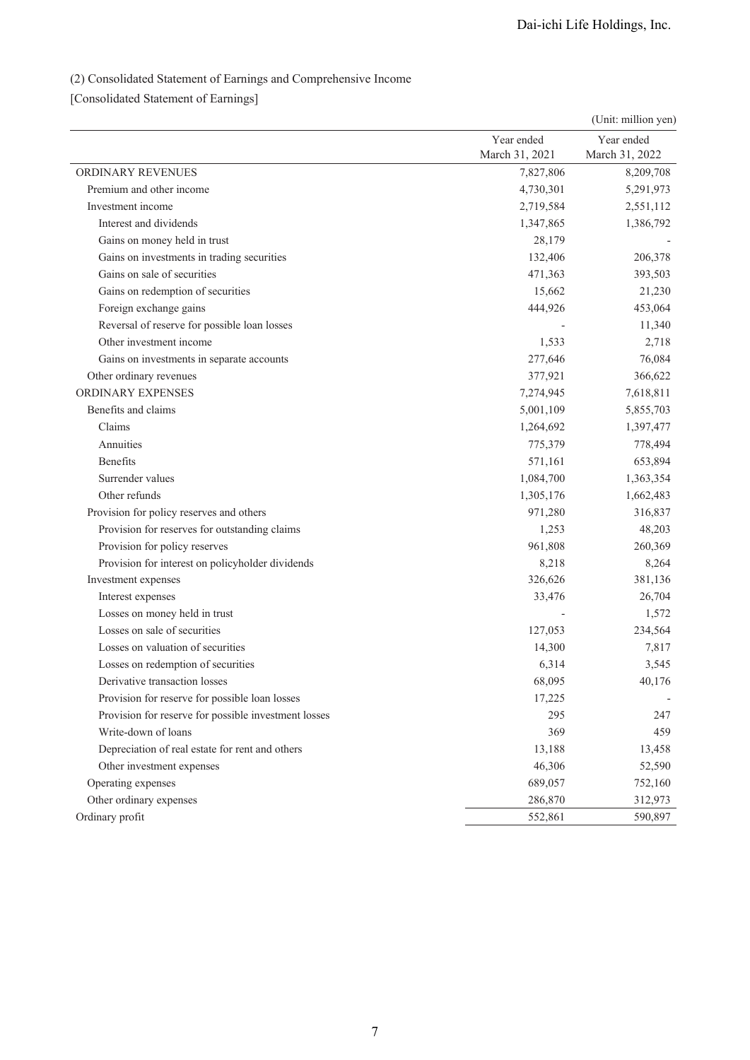(2) Consolidated Statement of Earnings and Comprehensive Income

[Consolidated Statement of Earnings]

(Unit: million yen)

| | Year ended March 31, 2021 | Year ended March 31, 2022 |
|---|---|---|
| ORDINARY REVENUES | 7,827,806 | 8,209,708 |
| Premium and other income | 4,730,301 | 5,291,973 |
| Investment income | 2,719,584 | 2,551,112 |
| Interest and dividends | 1,347,865 | 1,386,792 |
| Gains on money held in trust | 28,179 | - |
| Gains on investments in trading securities | 132,406 | 206,378 |
| Gains on sale of securities | 471,363 | 393,503 |
| Gains on redemption of securities | 15,662 | 21,230 |
| Foreign exchange gains | 444,926 | 453,064 |
| Reversal of reserve for possible loan losses | - | 11,340 |
| Other investment income | 1,533 | 2,718 |
| Gains on investments in separate accounts | 277,646 | 76,084 |
| Other ordinary revenues | 377,921 | 366,622 |
| ORDINARY EXPENSES | 7,274,945 | 7,618,811 |
| Benefits and claims | 5,001,109 | 5,855,703 |
| Claims | 1,264,692 | 1,397,477 |
| Annuities | 775,379 | 778,494 |
| Benefits | 571,161 | 653,894 |
| Surrender values | 1,084,700 | 1,363,354 |
| Other refunds | 1,305,176 | 1,662,483 |
| Provision for policy reserves and others | 971,280 | 316,837 |
| Provision for reserves for outstanding claims | 1,253 | 48,203 |
| Provision for policy reserves | 961,808 | 260,369 |
| Provision for interest on policyholder dividends | 8,218 | 8,264 |
| Investment expenses | 326,626 | 381,136 |
| Interest expenses | 33,476 | 26,704 |
| Losses on money held in trust | - | 1,572 |
| Losses on sale of securities | 127,053 | 234,564 |
| Losses on valuation of securities | 14,300 | 7,817 |
| Losses on redemption of securities | 6,314 | 3,545 |
| Derivative transaction losses | 68,095 | 40,176 |
| Provision for reserve for possible loan losses | 17,225 | - |
| Provision for reserve for possible investment losses | 295 | 247 |
| Write-down of loans | 369 | 459 |
| Depreciation of real estate for rent and others | 13,188 | 13,458 |
| Other investment expenses | 46,306 | 52,590 |
| Operating expenses | 689,057 | 752,160 |
| Other ordinary expenses | 286,870 | 312,973 |
| Ordinary profit | 552,861 | 590,897 |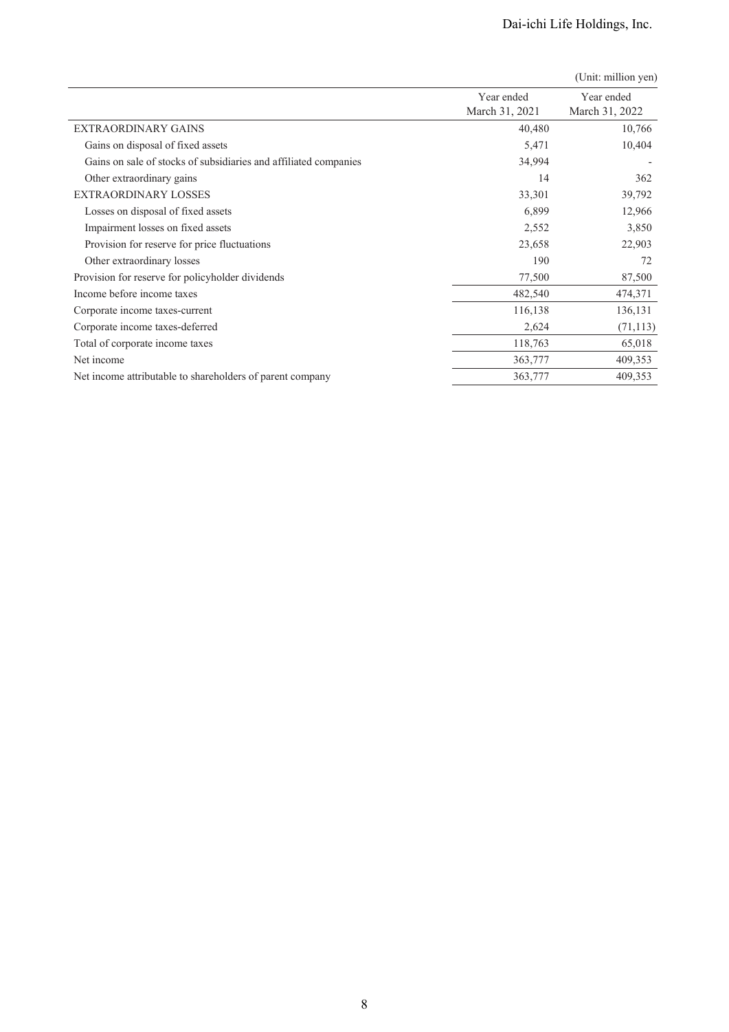(Unit: million yen)

| | Year ended March 31, 2021 | Year ended March 31, 2022 |
|---|---|---|
| EXTRAORDINARY GAINS | 40,480 | 10,766 |
| Gains on disposal of fixed assets | 5,471 | 10,404 |
| Gains on sale of stocks of subsidiaries and affiliated companies | 34,994 | - |
| Other extraordinary gains | 14 | 362 |
| EXTRAORDINARY LOSSES | 33,301 | 39,792 |
| Losses on disposal of fixed assets | 6,899 | 12,966 |
| Impairment losses on fixed assets | 2,552 | 3,850 |
| Provision for reserve for price fluctuations | 23,658 | 22,903 |
| Other extraordinary losses | 190 | 72 |
| Provision for reserve for policyholder dividends | 77,500 | 87,500 |
| Income before income taxes | 482,540 | 474,371 |
| Corporate income taxes-current | 116,138 | 136,131 |
| Corporate income taxes-deferred | 2,624 | (71,113) |
| Total of corporate income taxes | 118,763 | 65,018 |
| Net income | 363,777 | 409,353 |
| Net income attributable to shareholders of parent company | 363,777 | 409,353 |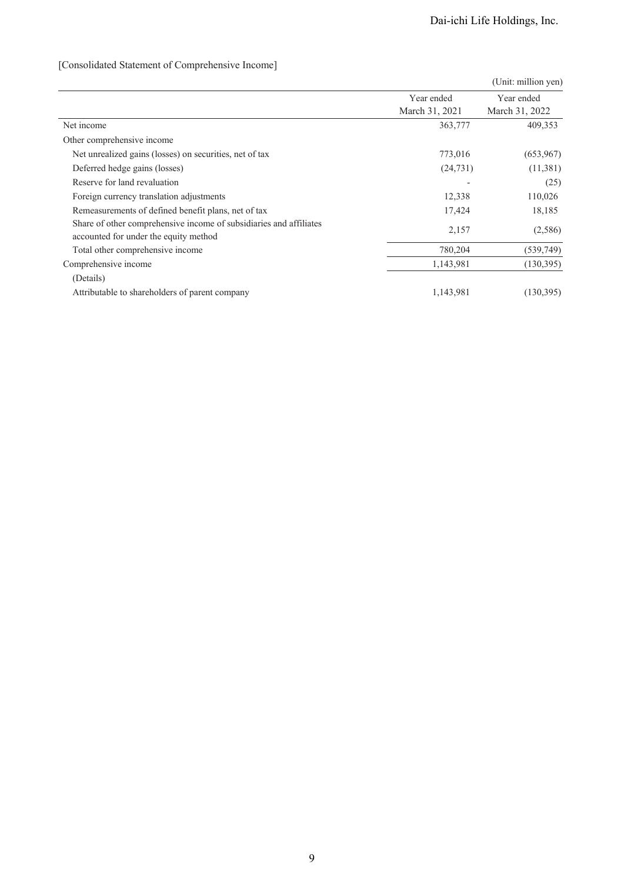[Consolidated Statement of Comprehensive Income]

(Unit: million yen)

| | Year ended March 31, 2021 | Year ended March 31, 2022 |
|---|---|---|
| Net income | 363,777 | 409,353 |
| Other comprehensive income | | |
| Net unrealized gains (losses) on securities, net of tax | 773,016 | (653,967) |
| Deferred hedge gains (losses) | (24,731) | (11,381) |
| Reserve for land revaluation | - | (25) |
| Foreign currency translation adjustments | 12,338 | 110,026 |
| Remeasurements of defined benefit plans, net of tax | 17,424 | 18,185 |
| Share of other comprehensive income of subsidiaries and affiliates accounted for under the equity method | 2,157 | (2,586) |
| Total other comprehensive income | 780,204 | (539,749) |
| Comprehensive income | 1,143,981 | (130,395) |
| (Details) | | |
| Attributable to shareholders of parent company | 1,143,981 | (130,395) |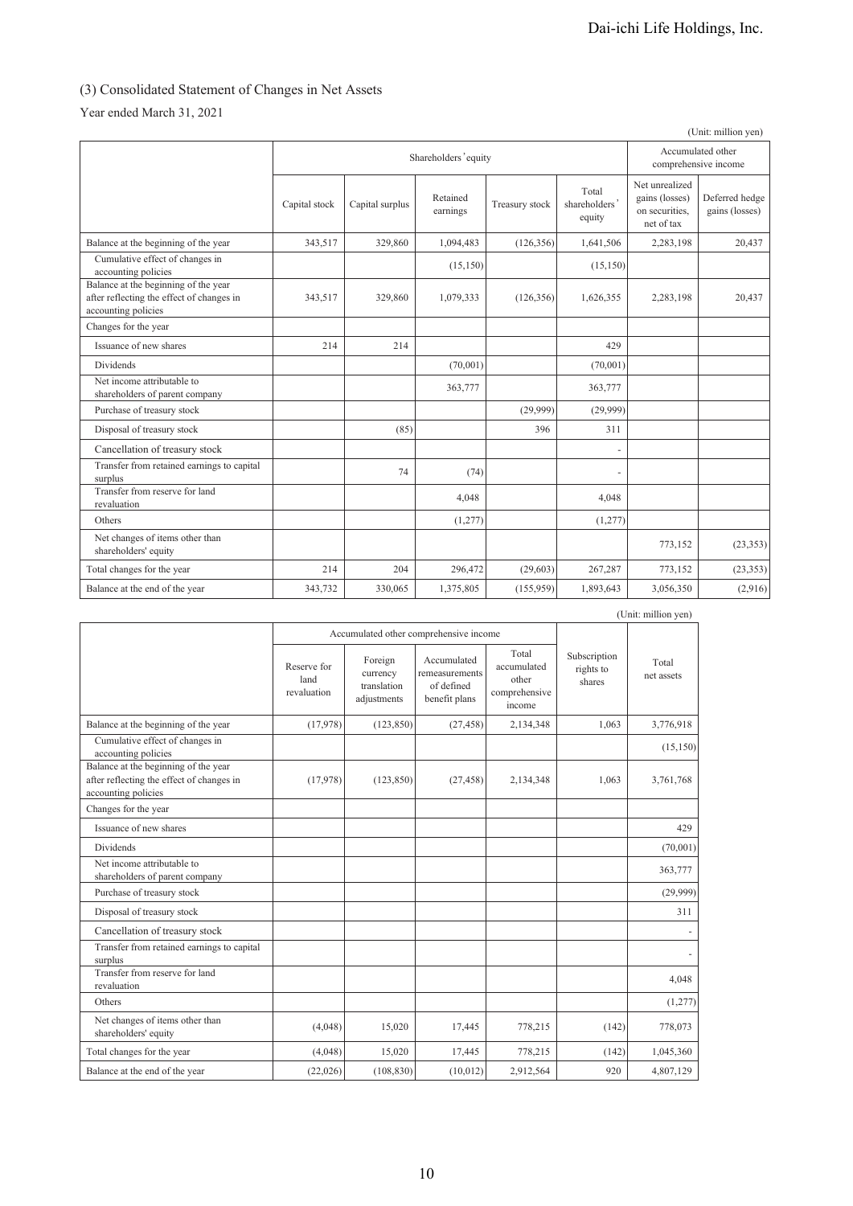## (3) Consolidated Statement of Changes in Net Assets

Year ended March 31, 2021

(Unit: million yen)

| | Shareholders' equity | | | | | Accumulated other comprehensive income | |
|---|---|---|---|---|---|---|---|
| | Capital stock | Capital surplus | Retained earnings | Treasury stock | Total shareholders' equity | Net unrealized gains (losses) on securities, net of tax | Deferred hedge gains (losses) |
| Balance at the beginning of the year | 343,517 | 329,860 | 1,094,483 | (126,356) | 1,641,506 | 2,283,198 | 20,437 |
| Cumulative effect of changes in accounting policies | | | (15,150) | | (15,150) | | |
| Balance at the beginning of the year after reflecting the effect of changes in accounting policies | 343,517 | 329,860 | 1,079,333 | (126,356) | 1,626,355 | 2,283,198 | 20,437 |
| Changes for the year | | | | | | | |
| Issuance of new shares | 214 | 214 | | | 429 | | |
| Dividends | | | (70,001) | | (70,001) | | |
| Net income attributable to shareholders of parent company | | | 363,777 | | 363,777 | | |
| Purchase of treasury stock | | | | (29,999) | (29,999) | | |
| Disposal of treasury stock | | (85) | | 396 | 311 | | |
| Cancellation of treasury stock | | | | | - | | |
| Transfer from retained earnings to capital surplus | | 74 | (74) | | - | | |
| Transfer from reserve for land revaluation | | | 4,048 | | 4,048 | | |
| Others | | | (1,277) | | (1,277) | | |
| Net changes of items other than shareholders' equity | | | | | | 773,152 | (23,353) |
| Total changes for the year | 214 | 204 | 296,472 | (29,603) | 267,287 | 773,152 | (23,353) |
| Balance at the end of the year | 343,732 | 330,065 | 1,375,805 | (155,959) | 1,893,643 | 3,056,350 | (2,916) |

(Unit: million yen)

| | Accumulated other comprehensive income | | | | Subscription rights to shares | Total net assets |
|---|---|---|---|---|---|---|
| | Reserve for land revaluation | Foreign currency translation adjustments | Accumulated remeasurements of defined benefit plans | Total accumulated other comprehensive income | | |
| Balance at the beginning of the year | (17,978) | (123,850) | (27,458) | 2,134,348 | 1,063 | 3,776,918 |
| Cumulative effect of changes in accounting policies | | | | | | (15,150) |
| Balance at the beginning of the year after reflecting the effect of changes in accounting policies | (17,978) | (123,850) | (27,458) | 2,134,348 | 1,063 | 3,761,768 |
| Changes for the year | | | | | | |
| Issuance of new shares | | | | | | 429 |
| Dividends | | | | | | (70,001) |
| Net income attributable to shareholders of parent company | | | | | | 363,777 |
| Purchase of treasury stock | | | | | | (29,999) |
| Disposal of treasury stock | | | | | | 311 |
| Cancellation of treasury stock | | | | | | - |
| Transfer from retained earnings to capital surplus | | | | | | - |
| Transfer from reserve for land revaluation | | | | | | 4,048 |
| Others | | | | | | (1,277) |
| Net changes of items other than shareholders' equity | (4,048) | 15,020 | 17,445 | 778,215 | (142) | 778,073 |
| Total changes for the year | (4,048) | 15,020 | 17,445 | 778,215 | (142) | 1,045,360 |
| Balance at the end of the year | (22,026) | (108,830) | (10,012) | 2,912,564 | 920 | 4,807,129 |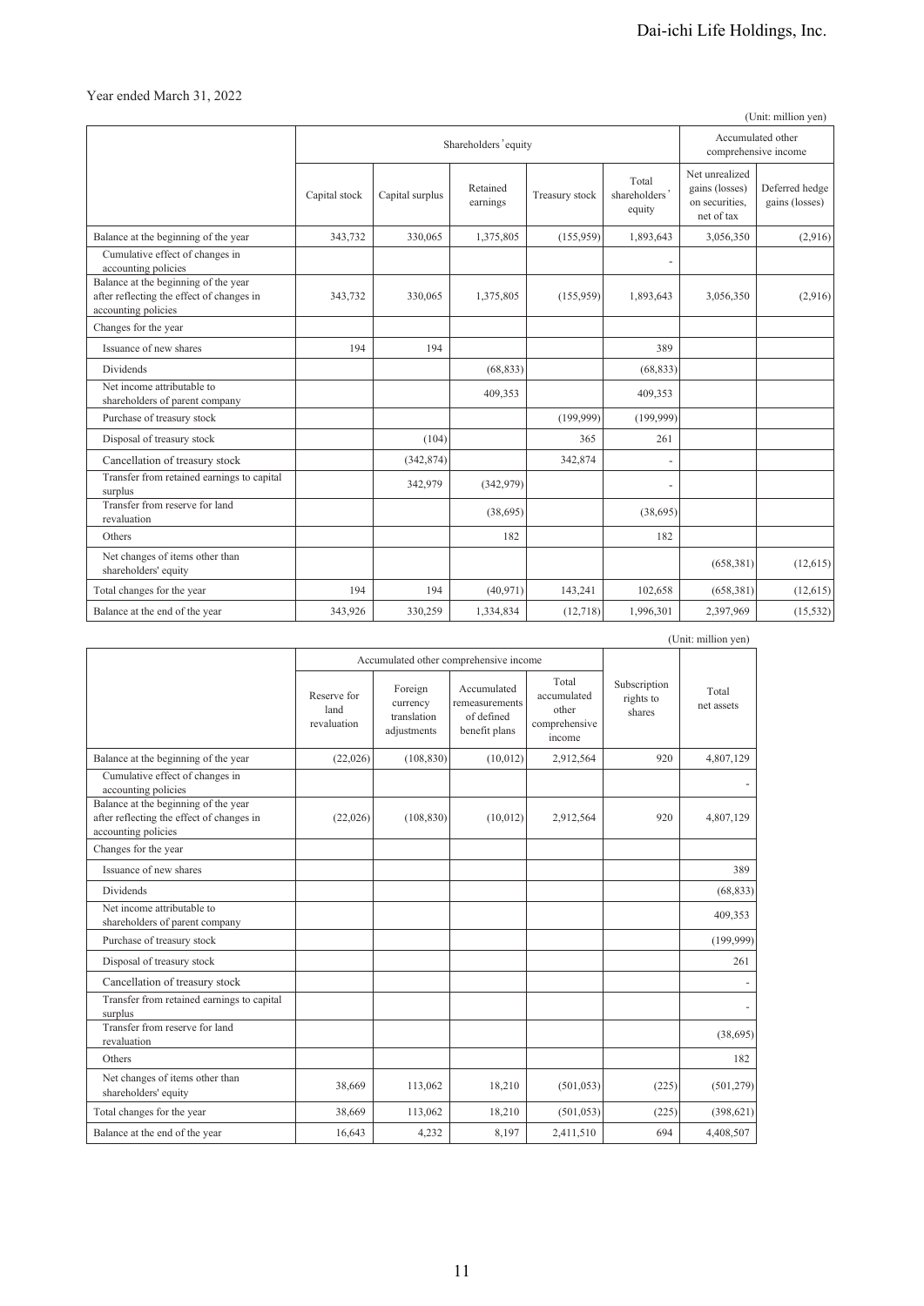Year ended March 31, 2022

(Unit: million yen)

| | Shareholders' equity | | | | | Accumulated other comprehensive income | |
|---|---|---|---|---|---|---|---|
| | Capital stock | Capital surplus | Retained earnings | Treasury stock | Total shareholders' equity | Net unrealized gains (losses) on securities, net of tax | Deferred hedge gains (losses) |
| Balance at the beginning of the year | 343,732 | 330,065 | 1,375,805 | (155,959) | 1,893,643 | 3,056,350 | (2,916) |
| Cumulative effect of changes in accounting policies | | | | | - | | |
| Balance at the beginning of the year after reflecting the effect of changes in accounting policies | 343,732 | 330,065 | 1,375,805 | (155,959) | 1,893,643 | 3,056,350 | (2,916) |
| Changes for the year | | | | | | | |
| Issuance of new shares | 194 | 194 | | | 389 | | |
| Dividends | | | (68,833) | | (68,833) | | |
| Net income attributable to shareholders of parent company | | | 409,353 | | 409,353 | | |
| Purchase of treasury stock | | | | (199,999) | (199,999) | | |
| Disposal of treasury stock | | (104) | | 365 | 261 | | |
| Cancellation of treasury stock | | (342,874) | | 342,874 | - | | |
| Transfer from retained earnings to capital surplus | | 342,979 | (342,979) | | - | | |
| Transfer from reserve for land revaluation | | | (38,695) | | (38,695) | | |
| Others | | | 182 | | 182 | | |
| Net changes of items other than shareholders' equity | | | | | | (658,381) | (12,615) |
| Total changes for the year | 194 | 194 | (40,971) | 143,241 | 102,658 | (658,381) | (12,615) |
| Balance at the end of the year | 343,926 | 330,259 | 1,334,834 | (12,718) | 1,996,301 | 2,397,969 | (15,532) |

(Unit: million yen)

| | Accumulated other comprehensive income | | | | Subscription rights to shares | Total net assets |
|---|---|---|---|---|---|---|
| | Reserve for land revaluation | Foreign currency translation adjustments | Accumulated remeasurements of defined benefit plans | Total accumulated other comprehensive income | | |
| Balance at the beginning of the year | (22,026) | (108,830) | (10,012) | 2,912,564 | 920 | 4,807,129 |
| Cumulative effect of changes in accounting policies | | | | | | - |
| Balance at the beginning of the year after reflecting the effect of changes in accounting policies | (22,026) | (108,830) | (10,012) | 2,912,564 | 920 | 4,807,129 |
| Changes for the year | | | | | | |
| Issuance of new shares | | | | | | 389 |
| Dividends | | | | | | (68,833) |
| Net income attributable to shareholders of parent company | | | | | | 409,353 |
| Purchase of treasury stock | | | | | | (199,999) |
| Disposal of treasury stock | | | | | | 261 |
| Cancellation of treasury stock | | | | | | - |
| Transfer from retained earnings to capital surplus | | | | | | - |
| Transfer from reserve for land revaluation | | | | | | (38,695) |
| Others | | | | | | 182 |
| Net changes of items other than shareholders' equity | 38,669 | 113,062 | 18,210 | (501,053) | (225) | (501,279) |
| Total changes for the year | 38,669 | 113,062 | 18,210 | (501,053) | (225) | (398,621) |
| Balance at the end of the year | 16,643 | 4,232 | 8,197 | 2,411,510 | 694 | 4,408,507 |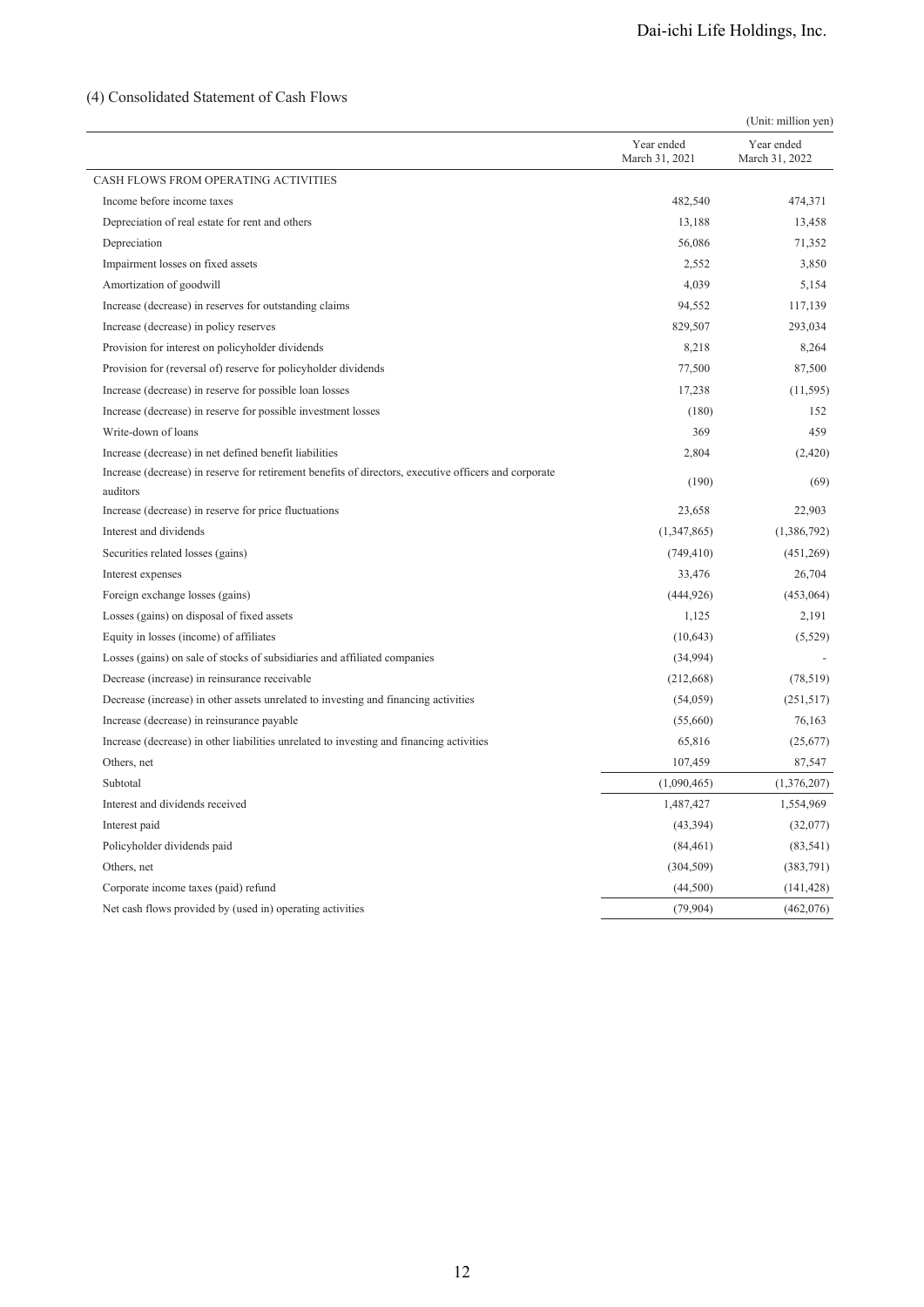## (4) Consolidated Statement of Cash Flows

(Unit: million yen)

| | Year ended March 31, 2021 | Year ended March 31, 2022 |
|---|---|---|
| CASH FLOWS FROM OPERATING ACTIVITIES | | |
| Income before income taxes | 482,540 | 474,371 |
| Depreciation of real estate for rent and others | 13,188 | 13,458 |
| Depreciation | 56,086 | 71,352 |
| Impairment losses on fixed assets | 2,552 | 3,850 |
| Amortization of goodwill | 4,039 | 5,154 |
| Increase (decrease) in reserves for outstanding claims | 94,552 | 117,139 |
| Increase (decrease) in policy reserves | 829,507 | 293,034 |
| Provision for interest on policyholder dividends | 8,218 | 8,264 |
| Provision for (reversal of) reserve for policyholder dividends | 77,500 | 87,500 |
| Increase (decrease) in reserve for possible loan losses | 17,238 | (11,595) |
| Increase (decrease) in reserve for possible investment losses | (180) | 152 |
| Write-down of loans | 369 | 459 |
| Increase (decrease) in net defined benefit liabilities | 2,804 | (2,420) |
| Increase (decrease) in reserve for retirement benefits of directors, executive officers and corporate auditors | (190) | (69) |
| Increase (decrease) in reserve for price fluctuations | 23,658 | 22,903 |
| Interest and dividends | (1,347,865) | (1,386,792) |
| Securities related losses (gains) | (749,410) | (451,269) |
| Interest expenses | 33,476 | 26,704 |
| Foreign exchange losses (gains) | (444,926) | (453,064) |
| Losses (gains) on disposal of fixed assets | 1,125 | 2,191 |
| Equity in losses (income) of affiliates | (10,643) | (5,529) |
| Losses (gains) on sale of stocks of subsidiaries and affiliated companies | (34,994) | - |
| Decrease (increase) in reinsurance receivable | (212,668) | (78,519) |
| Decrease (increase) in other assets unrelated to investing and financing activities | (54,059) | (251,517) |
| Increase (decrease) in reinsurance payable | (55,660) | 76,163 |
| Increase (decrease) in other liabilities unrelated to investing and financing activities | 65,816 | (25,677) |
| Others, net | 107,459 | 87,547 |
| Subtotal | (1,090,465) | (1,376,207) |
| Interest and dividends received | 1,487,427 | 1,554,969 |
| Interest paid | (43,394) | (32,077) |
| Policyholder dividends paid | (84,461) | (83,541) |
| Others, net | (304,509) | (383,791) |
| Corporate income taxes (paid) refund | (44,500) | (141,428) |
| Net cash flows provided by (used in) operating activities | (79,904) | (462,076) |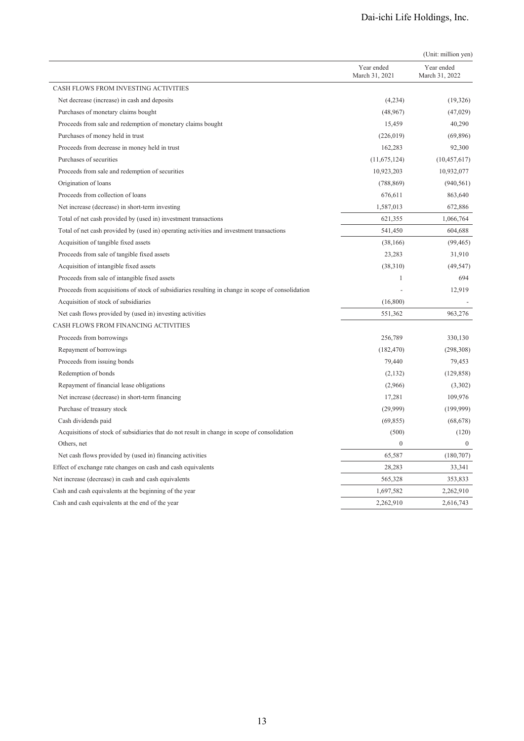(Unit: million yen)

| | Year ended March 31, 2021 | Year ended March 31, 2022 |
|---|---|---|
| CASH FLOWS FROM INVESTING ACTIVITIES | | |
| Net decrease (increase) in cash and deposits | (4,234) | (19,326) |
| Purchases of monetary claims bought | (48,967) | (47,029) |
| Proceeds from sale and redemption of monetary claims bought | 15,459 | 40,290 |
| Purchases of money held in trust | (226,019) | (69,896) |
| Proceeds from decrease in money held in trust | 162,283 | 92,300 |
| Purchases of securities | (11,675,124) | (10,457,617) |
| Proceeds from sale and redemption of securities | 10,923,203 | 10,932,077 |
| Origination of loans | (788,869) | (940,561) |
| Proceeds from collection of loans | 676,611 | 863,640 |
| Net increase (decrease) in short-term investing | 1,587,013 | 672,886 |
| Total of net cash provided by (used in) investment transactions | 621,355 | 1,066,764 |
| Total of net cash provided by (used in) operating activities and investment transactions | 541,450 | 604,688 |
| Acquisition of tangible fixed assets | (38,166) | (99,465) |
| Proceeds from sale of tangible fixed assets | 23,283 | 31,910 |
| Acquisition of intangible fixed assets | (38,310) | (49,547) |
| Proceeds from sale of intangible fixed assets | 1 | 694 |
| Proceeds from acquisitions of stock of subsidiaries resulting in change in scope of consolidation | - | 12,919 |
| Acquisition of stock of subsidiaries | (16,800) | - |
| Net cash flows provided by (used in) investing activities | 551,362 | 963,276 |
| CASH FLOWS FROM FINANCING ACTIVITIES | | |
| Proceeds from borrowings | 256,789 | 330,130 |
| Repayment of borrowings | (182,470) | (298,308) |
| Proceeds from issuing bonds | 79,440 | 79,453 |
| Redemption of bonds | (2,132) | (129,858) |
| Repayment of financial lease obligations | (2,966) | (3,302) |
| Net increase (decrease) in short-term financing | 17,281 | 109,976 |
| Purchase of treasury stock | (29,999) | (199,999) |
| Cash dividends paid | (69,855) | (68,678) |
| Acquisitions of stock of subsidiaries that do not result in change in scope of consolidation | (500) | (120) |
| Others, net | 0 | 0 |
| Net cash flows provided by (used in) financing activities | 65,587 | (180,707) |
| Effect of exchange rate changes on cash and cash equivalents | 28,283 | 33,341 |
| Net increase (decrease) in cash and cash equivalents | 565,328 | 353,833 |
| Cash and cash equivalents at the beginning of the year | 1,697,582 | 2,262,910 |
| Cash and cash equivalents at the end of the year | 2,262,910 | 2,616,743 |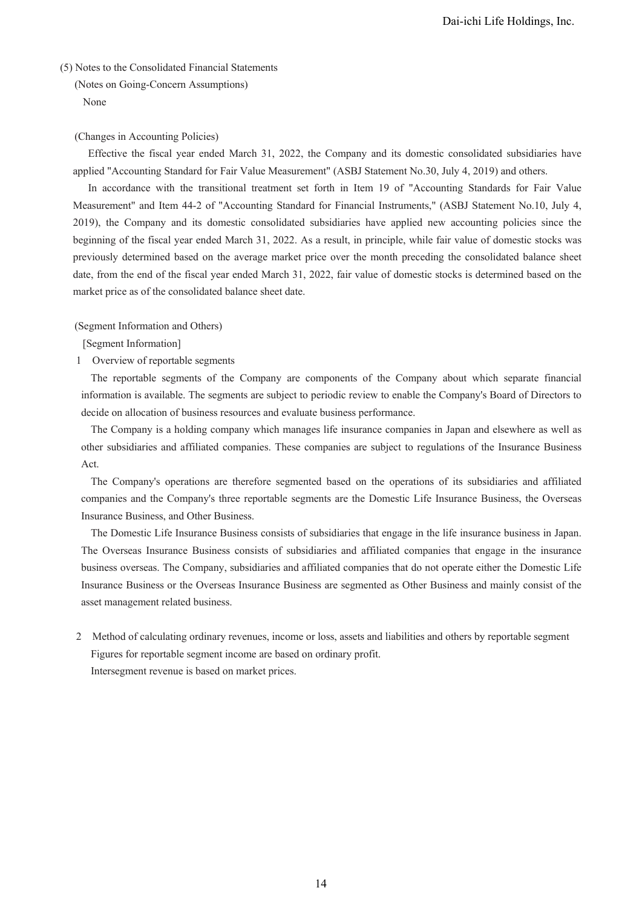## (5) Notes to the Consolidated Financial Statements

### (Notes on Going-Concern Assumptions)

None

### (Changes in Accounting Policies)

Effective the fiscal year ended March 31, 2022, the Company and its domestic consolidated subsidiaries have applied "Accounting Standard for Fair Value Measurement" (ASBJ Statement No.30, July 4, 2019) and others.

In accordance with the transitional treatment set forth in Item 19 of "Accounting Standards for Fair Value Measurement" and Item 44-2 of "Accounting Standard for Financial Instruments," (ASBJ Statement No.10, July 4, 2019), the Company and its domestic consolidated subsidiaries have applied new accounting policies since the beginning of the fiscal year ended March 31, 2022. As a result, in principle, while fair value of domestic stocks was previously determined based on the average market price over the month preceding the consolidated balance sheet date, from the end of the fiscal year ended March 31, 2022, fair value of domestic stocks is determined based on the market price as of the consolidated balance sheet date.

### (Segment Information and Others)

[Segment Information]

1 Overview of reportable segments

The reportable segments of the Company are components of the Company about which separate financial information is available. The segments are subject to periodic review to enable the Company's Board of Directors to decide on allocation of business resources and evaluate business performance.

The Company is a holding company which manages life insurance companies in Japan and elsewhere as well as other subsidiaries and affiliated companies. These companies are subject to regulations of the Insurance Business Act.

The Company's operations are therefore segmented based on the operations of its subsidiaries and affiliated companies and the Company's three reportable segments are the Domestic Life Insurance Business, the Overseas Insurance Business, and Other Business.

The Domestic Life Insurance Business consists of subsidiaries that engage in the life insurance business in Japan. The Overseas Insurance Business consists of subsidiaries and affiliated companies that engage in the insurance business overseas. The Company, subsidiaries and affiliated companies that do not operate either the Domestic Life Insurance Business or the Overseas Insurance Business are segmented as Other Business and mainly consist of the asset management related business.

2 Method of calculating ordinary revenues, income or loss, assets and liabilities and others by reportable segment

Figures for reportable segment income are based on ordinary profit.

Intersegment revenue is based on market prices.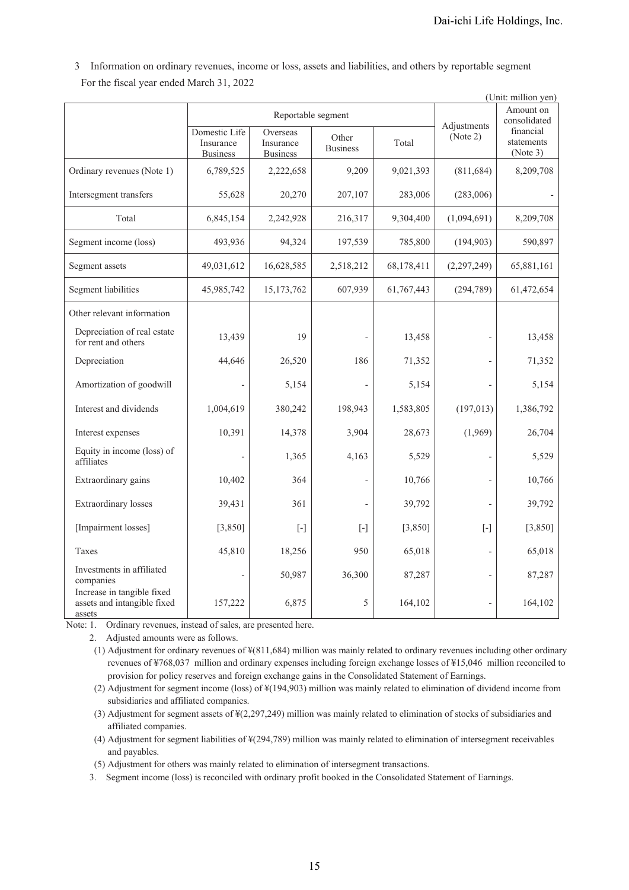3 Information on ordinary revenues, income or loss, assets and liabilities, and others by reportable segment

For the fiscal year ended March 31, 2022

(Unit: million yen)

| | Reportable segment | | | | Adjustments (Note 2) | Amount on consolidated financial statements (Note 3) |
|---|---|---|---|---|---|---|
| | Domestic Life Insurance Business | Overseas Insurance Business | Other Business | Total | | |
| Ordinary revenues (Note 1) | 6,789,525 | 2,222,658 | 9,209 | 9,021,393 | (811,684) | 8,209,708 |
| Intersegment transfers | 55,628 | 20,270 | 207,107 | 283,006 | (283,006) | - |
| Total | 6,845,154 | 2,242,928 | 216,317 | 9,304,400 | (1,094,691) | 8,209,708 |
| Segment income (loss) | 493,936 | 94,324 | 197,539 | 785,800 | (194,903) | 590,897 |
| Segment assets | 49,031,612 | 16,628,585 | 2,518,212 | 68,178,411 | (2,297,249) | 65,881,161 |
| Segment liabilities | 45,985,742 | 15,173,762 | 607,939 | 61,767,443 | (294,789) | 61,472,654 |
| Other relevant information | | | | | | |
| Depreciation of real estate for rent and others | 13,439 | 19 | - | 13,458 | - | 13,458 |
| Depreciation | 44,646 | 26,520 | 186 | 71,352 | - | 71,352 |
| Amortization of goodwill | - | 5,154 | - | 5,154 | - | 5,154 |
| Interest and dividends | 1,004,619 | 380,242 | 198,943 | 1,583,805 | (197,013) | 1,386,792 |
| Interest expenses | 10,391 | 14,378 | 3,904 | 28,673 | (1,969) | 26,704 |
| Equity in income (loss) of affiliates | - | 1,365 | 4,163 | 5,529 | - | 5,529 |
| Extraordinary gains | 10,402 | 364 | - | 10,766 | - | 10,766 |
| Extraordinary losses | 39,431 | 361 | - | 39,792 | - | 39,792 |
| [Impairment losses] | [3,850] | [-] | [-] | [3,850] | [-] | [3,850] |
| Taxes | 45,810 | 18,256 | 950 | 65,018 | - | 65,018 |
| Investments in affiliated companies | - | 50,987 | 36,300 | 87,287 | - | 87,287 |
| Increase in tangible fixed assets and intangible fixed assets | 157,222 | 6,875 | 5 | 164,102 | - | 164,102 |

Note: 1. Ordinary revenues, instead of sales, are presented here.

2. Adjusted amounts were as follows.

(1) Adjustment for ordinary revenues of ¥(811,684) million was mainly related to ordinary revenues including other ordinary revenues of ¥768,037 million and ordinary expenses including foreign exchange losses of ¥15,046 million reconciled to provision for policy reserves and foreign exchange gains in the Consolidated Statement of Earnings.

(2) Adjustment for segment income (loss) of ¥(194,903) million was mainly related to elimination of dividend income from subsidiaries and affiliated companies.

(3) Adjustment for segment assets of ¥(2,297,249) million was mainly related to elimination of stocks of subsidiaries and affiliated companies.

(4) Adjustment for segment liabilities of ¥(294,789) million was mainly related to elimination of intersegment receivables and payables.

(5) Adjustment for others was mainly related to elimination of intersegment transactions.

3. Segment income (loss) is reconciled with ordinary profit booked in the Consolidated Statement of Earnings.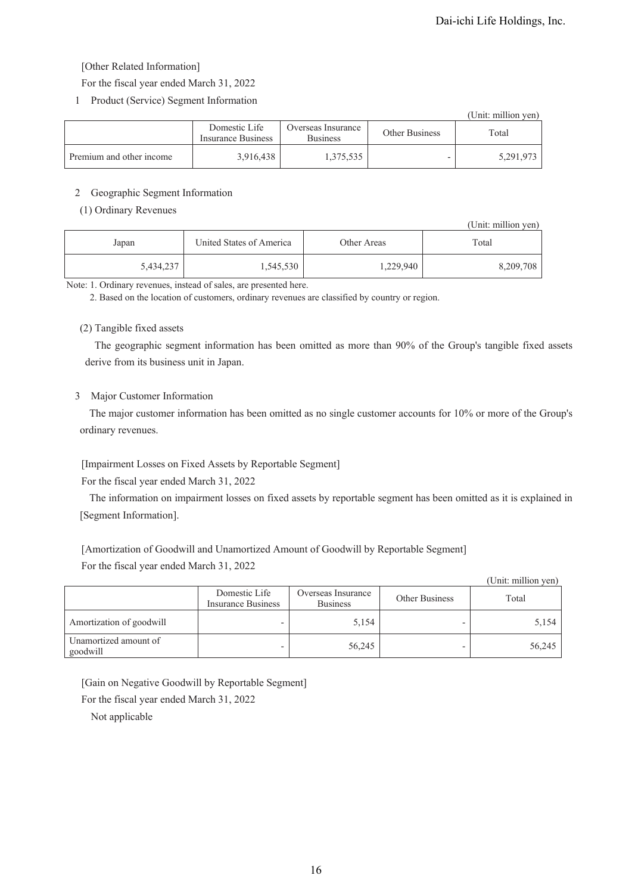[Other Related Information]

For the fiscal year ended March 31, 2022

1 Product (Service) Segment Information

(Unit: million yen)

| | Domestic Life Insurance Business | Overseas Insurance Business | Other Business | Total |
|---|---|---|---|---|
| Premium and other income | 3,916,438 | 1,375,535 | - | 5,291,973 |

2 Geographic Segment Information

(1) Ordinary Revenues

(Unit: million yen)

| Japan | United States of America | Other Areas | Total |
|---|---|---|---|
| 5,434,237 | 1,545,530 | 1,229,940 | 8,209,708 |

Note: 1. Ordinary revenues, instead of sales, are presented here.

2. Based on the location of customers, ordinary revenues are classified by country or region.

(2) Tangible fixed assets

The geographic segment information has been omitted as more than 90% of the Group's tangible fixed assets derive from its business unit in Japan.

3 Major Customer Information

The major customer information has been omitted as no single customer accounts for 10% or more of the Group's ordinary revenues.

[Impairment Losses on Fixed Assets by Reportable Segment]

For the fiscal year ended March 31, 2022

The information on impairment losses on fixed assets by reportable segment has been omitted as it is explained in [Segment Information].

[Amortization of Goodwill and Unamortized Amount of Goodwill by Reportable Segment]

For the fiscal year ended March 31, 2022

(Unit: million yen)

| | Domestic Life Insurance Business | Overseas Insurance Business | Other Business | Total |
|---|---|---|---|---|
| Amortization of goodwill | - | 5,154 | - | 5,154 |
| Unamortized amount of goodwill | - | 56,245 | - | 56,245 |

[Gain on Negative Goodwill by Reportable Segment]

For the fiscal year ended March 31, 2022

Not applicable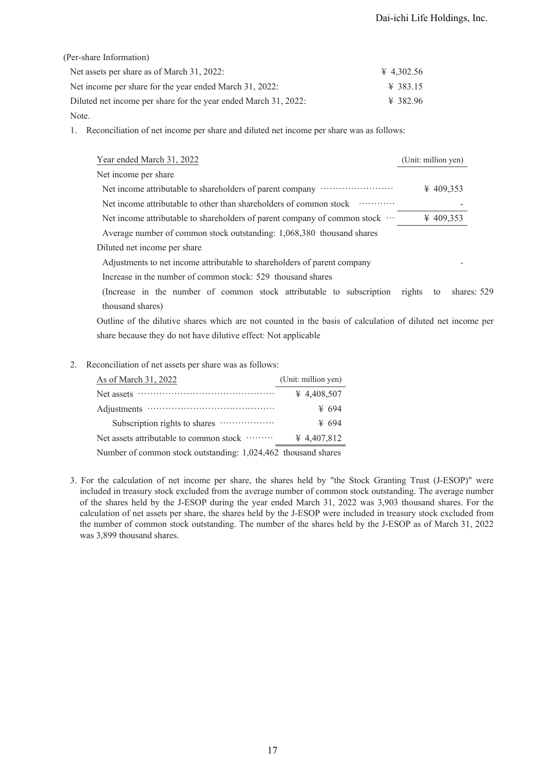(Per-share Information)

| | |
|---|---|
| Net assets per share as of March 31, 2022: | ¥ 4,302.56 |
| Net income per share for the year ended March 31, 2022: | ¥ 383.15 |
| Diluted net income per share for the year ended March 31, 2022: | ¥ 382.96 |

Note.

1. Reconciliation of net income per share and diluted net income per share was as follows:

| Year ended March 31, 2022 | (Unit: million yen) |
|---|---|
| Net income per share | |
| Net income attributable to shareholders of parent company | ¥ 409,353 |
| Net income attributable to other than shareholders of common stock | - |
| Net income attributable to shareholders of parent company of common stock | ¥ 409,353 |
| Average number of common stock outstanding: 1,068,380 thousand shares | |
| Diluted net income per share | |
| Adjustments to net income attributable to shareholders of parent company | - |
| Increase in the number of common stock: 529 thousand shares | |
| (Increase in the number of common stock attributable to subscription rights to shares: 529 thousand shares) | |
| Outline of the dilutive shares which are not counted in the basis of calculation of diluted net income per share because they do not have dilutive effect: Not applicable | |

2. Reconciliation of net assets per share was as follows:

| As of March 31, 2022 | (Unit: million yen) |
|---|---|
| Net assets | ¥ 4,408,507 |
| Adjustments | ¥ 694 |
| Subscription rights to shares | ¥ 694 |
| Net assets attributable to common stock | ¥ 4,407,812 |
| Number of common stock outstanding: 1,024,462 thousand shares | |

3. For the calculation of net income per share, the shares held by "the Stock Granting Trust (J-ESOP)" were included in treasury stock excluded from the average number of common stock outstanding. The average number of the shares held by the J-ESOP during the year ended March 31, 2022 was 3,903 thousand shares. For the calculation of net assets per share, the shares held by the J-ESOP were included in treasury stock excluded from the number of common stock outstanding. The number of the shares held by the J-ESOP as of March 31, 2022 was 3,899 thousand shares.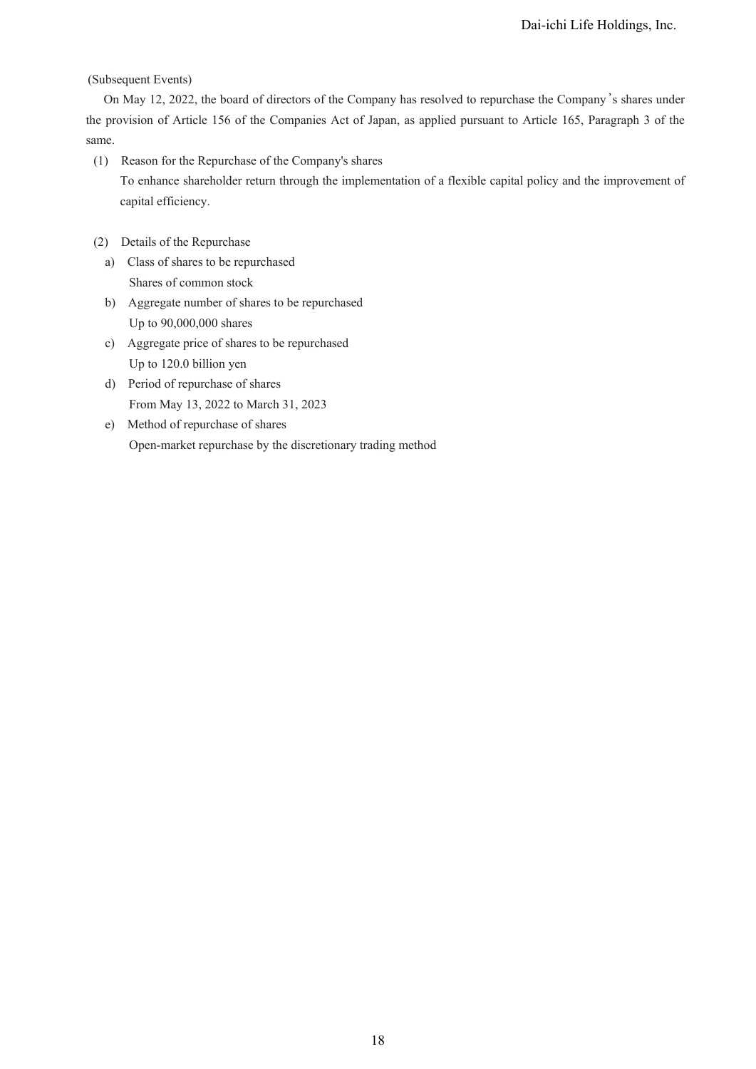(Subsequent Events)

On May 12, 2022, the board of directors of the Company has resolved to repurchase the Company's shares under the provision of Article 156 of the Companies Act of Japan, as applied pursuant to Article 165, Paragraph 3 of the same.

(1) Reason for the Repurchase of the Company's shares

To enhance shareholder return through the implementation of a flexible capital policy and the improvement of capital efficiency.

(2) Details of the Repurchase

a) Class of shares to be repurchased

Shares of common stock

b) Aggregate number of shares to be repurchased

Up to 90,000,000 shares

c) Aggregate price of shares to be repurchased

Up to 120.0 billion yen

d) Period of repurchase of shares

From May 13, 2022 to March 31, 2023

e) Method of repurchase of shares

Open-market repurchase by the discretionary trading method